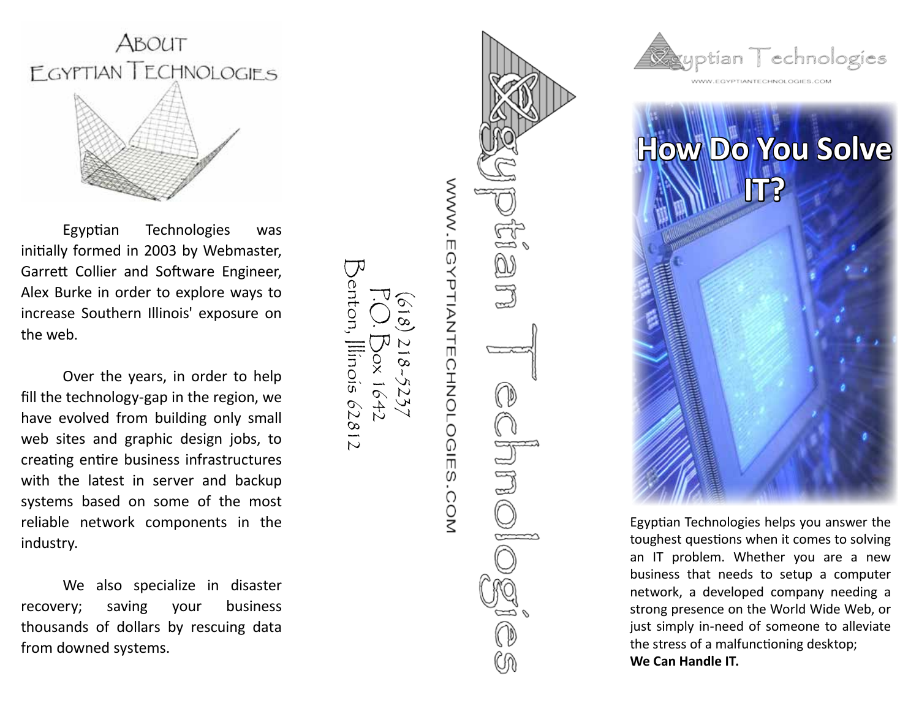# About Egyptian Technologies

Egyptian Technologies was initially formed in 2003 by Webmaster, Garrett Collier and Software Engineer, Alex Burke in order to explore ways to increase Southern Illinois' exposure on the web.

Over the years, in order to help fill the technology-gap in the region, we have evolved from building only small web sites and graphic design jobs, to creating entire business infrastructures with the latest in server and backup systems based on some of the most reliable network components in the industry.

We also specialize in disaster recovery; saving your business thousands of dollars by rescuing data from downed systems.

Egyptian Technologies

WWW.EGYPTIANTECHNOLOGIES.COM

(618) 218-5237
P.O. Box 1642
Benton, Illinois 62812

Egyptian Technologies

WWW.EGYPTIANTECHNOLOGIES.COM

# How Do You Solve IT?

Egyptian Technologies helps you answer the toughest questions when it comes to solving an IT problem. Whether you are a new business that needs to setup a computer network, a developed company needing a strong presence on the World Wide Web, or just simply in-need of someone to alleviate the stress of a malfunctioning desktop;
**We Can Handle IT.**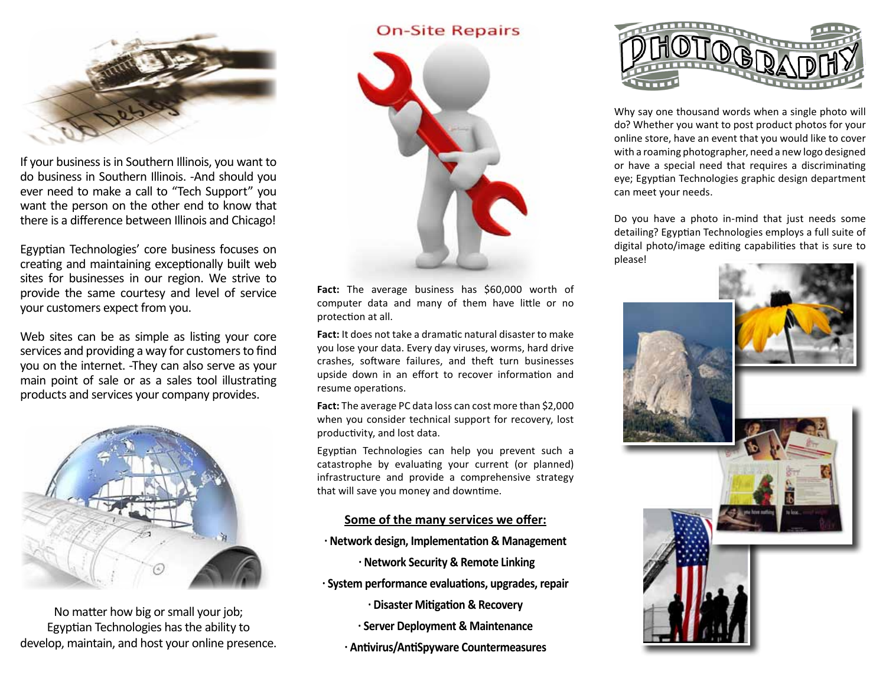If your business is in Southern Illinois, you want to do business in Southern Illinois. -And should you ever need to make a call to "Tech Support" you want the person on the other end to know that there is a difference between Illinois and Chicago!

Egyptian Technologies' core business focuses on creating and maintaining exceptionally built web sites for businesses in our region. We strive to provide the same courtesy and level of service your customers expect from you.

Web sites can be as simple as listing your core services and providing a way for customers to find you on the internet. -They can also serve as your main point of sale or as a sales tool illustrating products and services your company provides.

No matter how big or small your job; Egyptian Technologies has the ability to develop, maintain, and host your online presence.

## On-Site Repairs

**Fact:** The average business has $60,000 worth of computer data and many of them have little or no protection at all.

**Fact:** It does not take a dramatic natural disaster to make you lose your data. Every day viruses, worms, hard drive crashes, software failures, and theft turn businesses upside down in an effort to recover information and resume operations.

**Fact:** The average PC data loss can cost more than $2,000 when you consider technical support for recovery, lost productivity, and lost data.

Egyptian Technologies can help you prevent such a catastrophe by evaluating your current (or planned) infrastructure and provide a comprehensive strategy that will save you money and downtime.

**Some of the many services we offer:**

- **Network design, Implementation & Management**
- **Network Security & Remote Linking**
- **System performance evaluations, upgrades, repair**
- **Disaster Mitigation & Recovery**
- **Server Deployment & Maintenance**
- **Antivirus/AntiSpyware Countermeasures**

## Photography

Why say one thousand words when a single photo will do? Whether you want to post product photos for your online store, have an event that you would like to cover with a roaming photographer, need a new logo designed or have a special need that requires a discriminating eye; Egyptian Technologies graphic design department can meet your needs.

Do you have a photo in-mind that just needs some detailing? Egyptian Technologies employs a full suite of digital photo/image editing capabilities that is sure to please!